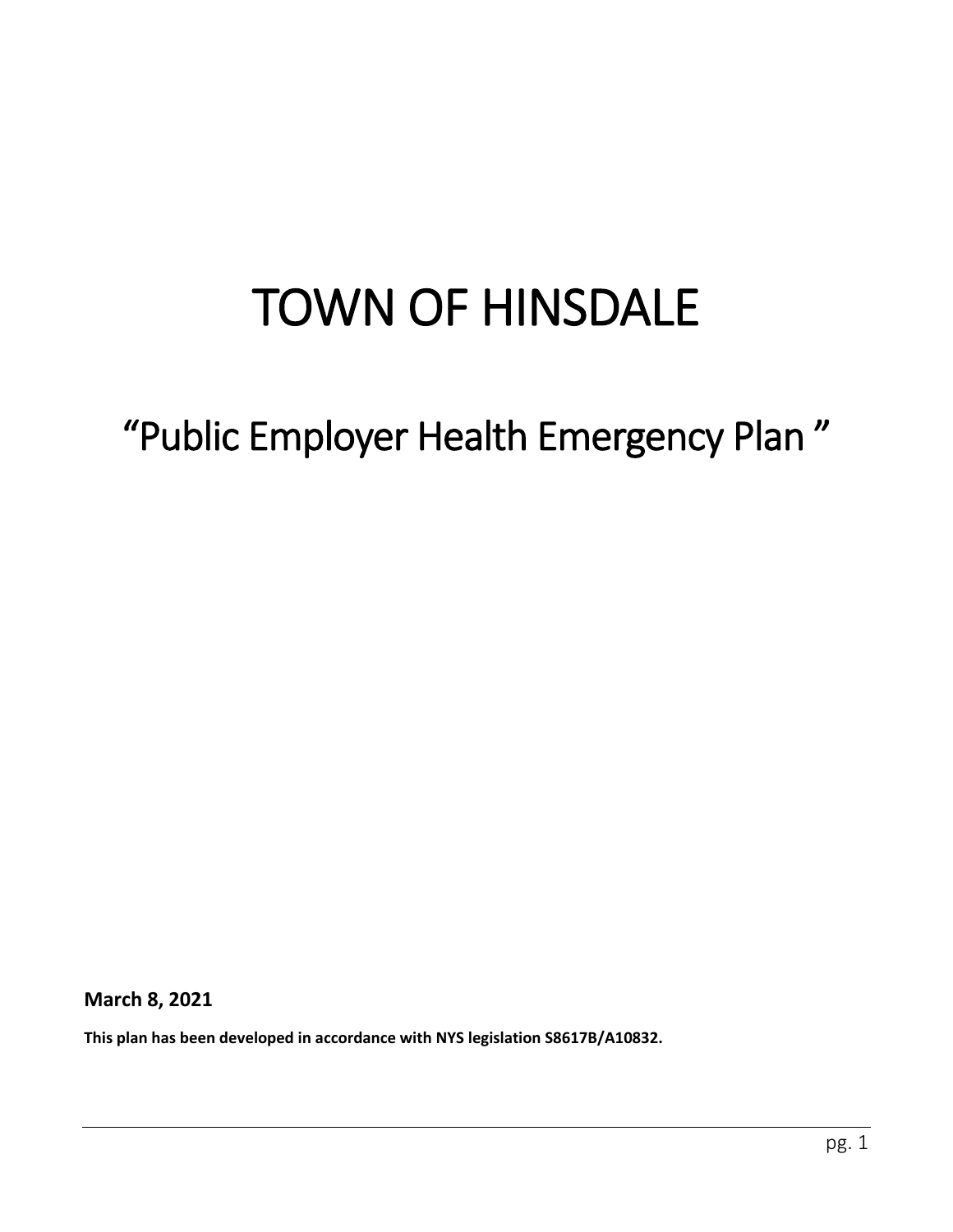# TOWN OF HINSDALE

## “Public Employer Health Emergency Plan ”

**March 8, 2021**

**This plan has been developed in accordance with NYS legislation S8617B/A10832.**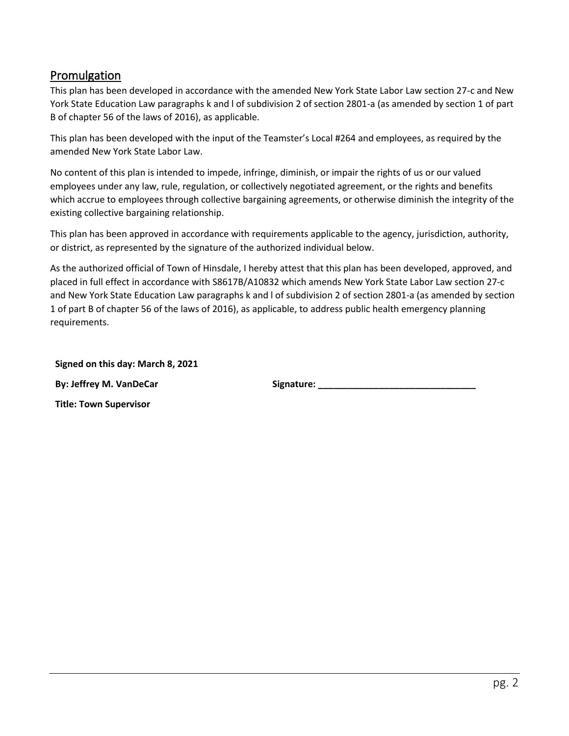## Promulgation

This plan has been developed in accordance with the amended New York State Labor Law section 27-c and New York State Education Law paragraphs k and l of subdivision 2 of section 2801-a (as amended by section 1 of part B of chapter 56 of the laws of 2016), as applicable.

This plan has been developed with the input of the Teamster's Local #264 and employees, as required by the amended New York State Labor Law.

No content of this plan is intended to impede, infringe, diminish, or impair the rights of us or our valued employees under any law, rule, regulation, or collectively negotiated agreement, or the rights and benefits which accrue to employees through collective bargaining agreements, or otherwise diminish the integrity of the existing collective bargaining relationship.

This plan has been approved in accordance with requirements applicable to the agency, jurisdiction, authority, or district, as represented by the signature of the authorized individual below.

As the authorized official of Town of Hinsdale, I hereby attest that this plan has been developed, approved, and placed in full effect in accordance with S8617B/A10832 which amends New York State Labor Law section 27-c and New York State Education Law paragraphs k and l of subdivision 2 of section 2801-a (as amended by section 1 of part B of chapter 56 of the laws of 2016), as applicable, to address public health emergency planning requirements.

**Signed on this day: March 8, 2021**

**By: Jeffrey M. VanDeCar** **Signature: _______________________________**

**Title: Town Supervisor**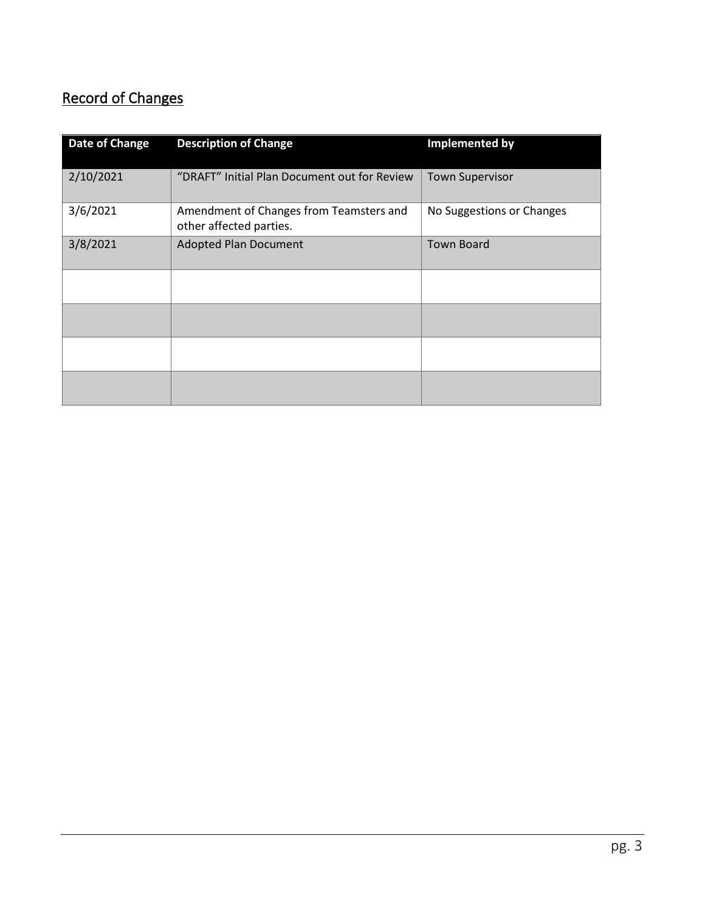## Record of Changes

| Date of Change | Description of Change | Implemented by |
| --- | --- | --- |
| 2/10/2021 | "DRAFT" Initial Plan Document out for Review | Town Supervisor |
| 3/6/2021 | Amendment of Changes from Teamsters and other affected parties. | No Suggestions or Changes |
| 3/8/2021 | Adopted Plan Document | Town Board |
| | | |
| | | |
| | | |
| | | |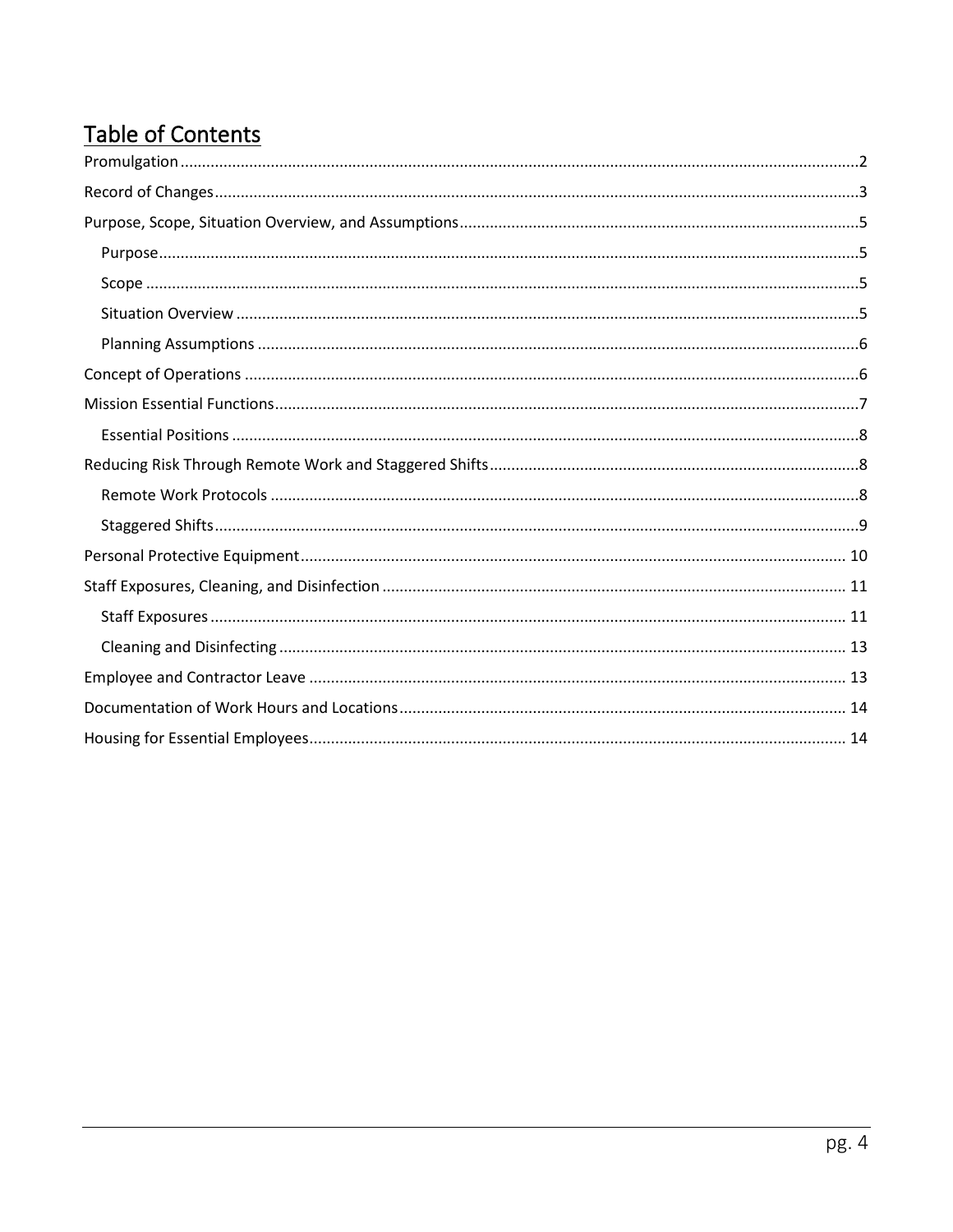# Table of Contents

- Promulgation ... 2
- Record of Changes ... 3
- Purpose, Scope, Situation Overview, and Assumptions ... 5
  - Purpose ... 5
  - Scope ... 5
  - Situation Overview ... 5
  - Planning Assumptions ... 6
- Concept of Operations ... 6
- Mission Essential Functions ... 7
  - Essential Positions ... 8
- Reducing Risk Through Remote Work and Staggered Shifts ... 8
  - Remote Work Protocols ... 8
  - Staggered Shifts ... 9
- Personal Protective Equipment ... 10
- Staff Exposures, Cleaning, and Disinfection ... 11
  - Staff Exposures ... 11
  - Cleaning and Disinfecting ... 13
- Employee and Contractor Leave ... 13
- Documentation of Work Hours and Locations ... 14
- Housing for Essential Employees ... 14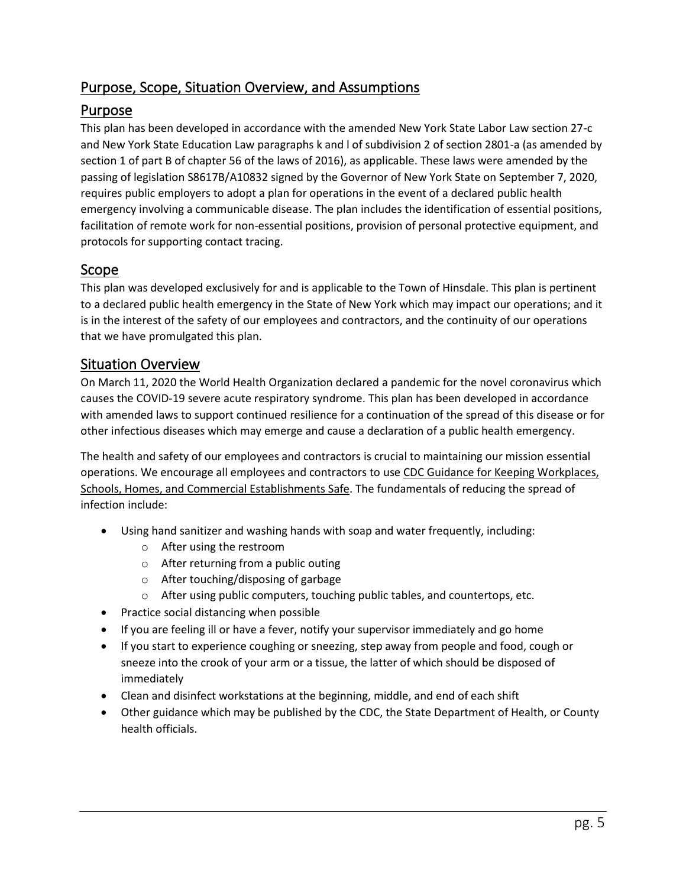## Purpose, Scope, Situation Overview, and Assumptions

### Purpose

This plan has been developed in accordance with the amended New York State Labor Law section 27-c and New York State Education Law paragraphs k and l of subdivision 2 of section 2801-a (as amended by section 1 of part B of chapter 56 of the laws of 2016), as applicable. These laws were amended by the passing of legislation S8617B/A10832 signed by the Governor of New York State on September 7, 2020, requires public employers to adopt a plan for operations in the event of a declared public health emergency involving a communicable disease. The plan includes the identification of essential positions, facilitation of remote work for non-essential positions, provision of personal protective equipment, and protocols for supporting contact tracing.

### Scope

This plan was developed exclusively for and is applicable to the Town of Hinsdale. This plan is pertinent to a declared public health emergency in the State of New York which may impact our operations; and it is in the interest of the safety of our employees and contractors, and the continuity of our operations that we have promulgated this plan.

### Situation Overview

On March 11, 2020 the World Health Organization declared a pandemic for the novel coronavirus which causes the COVID-19 severe acute respiratory syndrome. This plan has been developed in accordance with amended laws to support continued resilience for a continuation of the spread of this disease or for other infectious diseases which may emerge and cause a declaration of a public health emergency.

The health and safety of our employees and contractors is crucial to maintaining our mission essential operations. We encourage all employees and contractors to use CDC Guidance for Keeping Workplaces, Schools, Homes, and Commercial Establishments Safe. The fundamentals of reducing the spread of infection include:

- Using hand sanitizer and washing hands with soap and water frequently, including:
  - After using the restroom
  - After returning from a public outing
  - After touching/disposing of garbage
  - After using public computers, touching public tables, and countertops, etc.
- Practice social distancing when possible
- If you are feeling ill or have a fever, notify your supervisor immediately and go home
- If you start to experience coughing or sneezing, step away from people and food, cough or sneeze into the crook of your arm or a tissue, the latter of which should be disposed of immediately
- Clean and disinfect workstations at the beginning, middle, and end of each shift
- Other guidance which may be published by the CDC, the State Department of Health, or County health officials.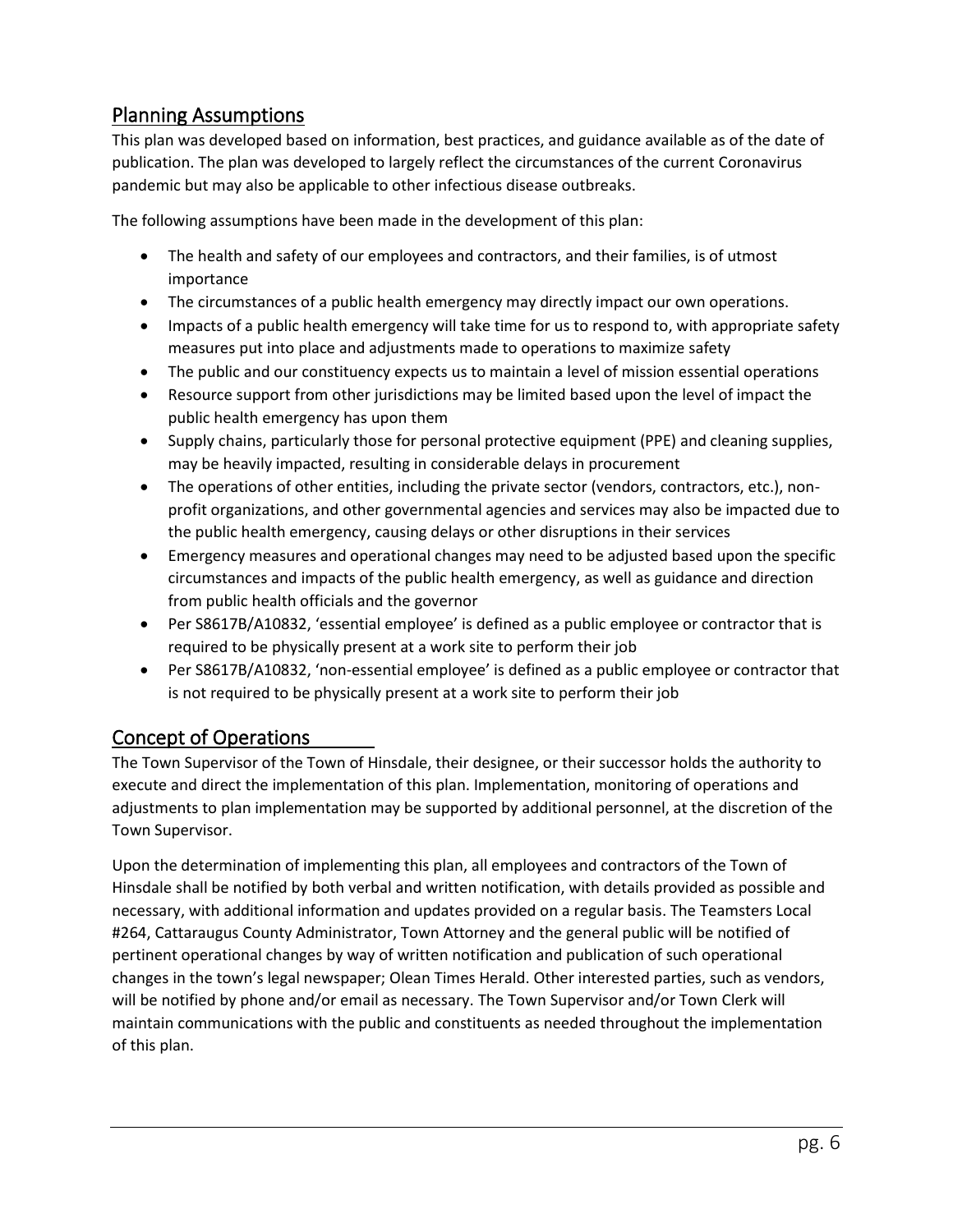## Planning Assumptions

This plan was developed based on information, best practices, and guidance available as of the date of publication. The plan was developed to largely reflect the circumstances of the current Coronavirus pandemic but may also be applicable to other infectious disease outbreaks.

The following assumptions have been made in the development of this plan:

- The health and safety of our employees and contractors, and their families, is of utmost importance
- The circumstances of a public health emergency may directly impact our own operations.
- Impacts of a public health emergency will take time for us to respond to, with appropriate safety measures put into place and adjustments made to operations to maximize safety
- The public and our constituency expects us to maintain a level of mission essential operations
- Resource support from other jurisdictions may be limited based upon the level of impact the public health emergency has upon them
- Supply chains, particularly those for personal protective equipment (PPE) and cleaning supplies, may be heavily impacted, resulting in considerable delays in procurement
- The operations of other entities, including the private sector (vendors, contractors, etc.), non-profit organizations, and other governmental agencies and services may also be impacted due to the public health emergency, causing delays or other disruptions in their services
- Emergency measures and operational changes may need to be adjusted based upon the specific circumstances and impacts of the public health emergency, as well as guidance and direction from public health officials and the governor
- Per S8617B/A10832, 'essential employee' is defined as a public employee or contractor that is required to be physically present at a work site to perform their job
- Per S8617B/A10832, 'non-essential employee' is defined as a public employee or contractor that is not required to be physically present at a work site to perform their job

## Concept of Operations

The Town Supervisor of the Town of Hinsdale, their designee, or their successor holds the authority to execute and direct the implementation of this plan. Implementation, monitoring of operations and adjustments to plan implementation may be supported by additional personnel, at the discretion of the Town Supervisor.

Upon the determination of implementing this plan, all employees and contractors of the Town of Hinsdale shall be notified by both verbal and written notification, with details provided as possible and necessary, with additional information and updates provided on a regular basis. The Teamsters Local #264, Cattaraugus County Administrator, Town Attorney and the general public will be notified of pertinent operational changes by way of written notification and publication of such operational changes in the town's legal newspaper; Olean Times Herald. Other interested parties, such as vendors, will be notified by phone and/or email as necessary. The Town Supervisor and/or Town Clerk will maintain communications with the public and constituents as needed throughout the implementation of this plan.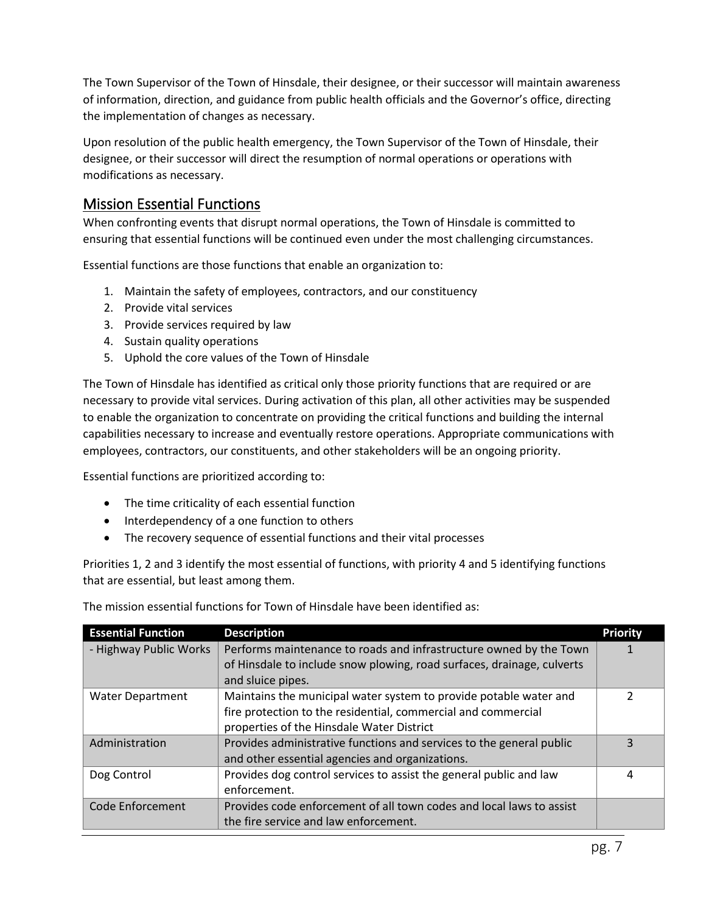The Town Supervisor of the Town of Hinsdale, their designee, or their successor will maintain awareness of information, direction, and guidance from public health officials and the Governor's office, directing the implementation of changes as necessary.

Upon resolution of the public health emergency, the Town Supervisor of the Town of Hinsdale, their designee, or their successor will direct the resumption of normal operations or operations with modifications as necessary.

## Mission Essential Functions

When confronting events that disrupt normal operations, the Town of Hinsdale is committed to ensuring that essential functions will be continued even under the most challenging circumstances.

Essential functions are those functions that enable an organization to:

1. Maintain the safety of employees, contractors, and our constituency
2. Provide vital services
3. Provide services required by law
4. Sustain quality operations
5. Uphold the core values of the Town of Hinsdale

The Town of Hinsdale has identified as critical only those priority functions that are required or are necessary to provide vital services. During activation of this plan, all other activities may be suspended to enable the organization to concentrate on providing the critical functions and building the internal capabilities necessary to increase and eventually restore operations. Appropriate communications with employees, contractors, our constituents, and other stakeholders will be an ongoing priority.

Essential functions are prioritized according to:

- The time criticality of each essential function
- Interdependency of a one function to others
- The recovery sequence of essential functions and their vital processes

Priorities 1, 2 and 3 identify the most essential of functions, with priority 4 and 5 identifying functions that are essential, but least among them.

The mission essential functions for Town of Hinsdale have been identified as:

| Essential Function | Description | Priority |
|---|---|---|
| - Highway Public Works | Performs maintenance to roads and infrastructure owned by the Town of Hinsdale to include snow plowing, road surfaces, drainage, culverts and sluice pipes. | 1 |
| Water Department | Maintains the municipal water system to provide potable water and fire protection to the residential, commercial and commercial properties of the Hinsdale Water District | 2 |
| Administration | Provides administrative functions and services to the general public and other essential agencies and organizations. | 3 |
| Dog Control | Provides dog control services to assist the general public and law enforcement. | 4 |
| Code Enforcement | Provides code enforcement of all town codes and local laws to assist the fire service and law enforcement. | |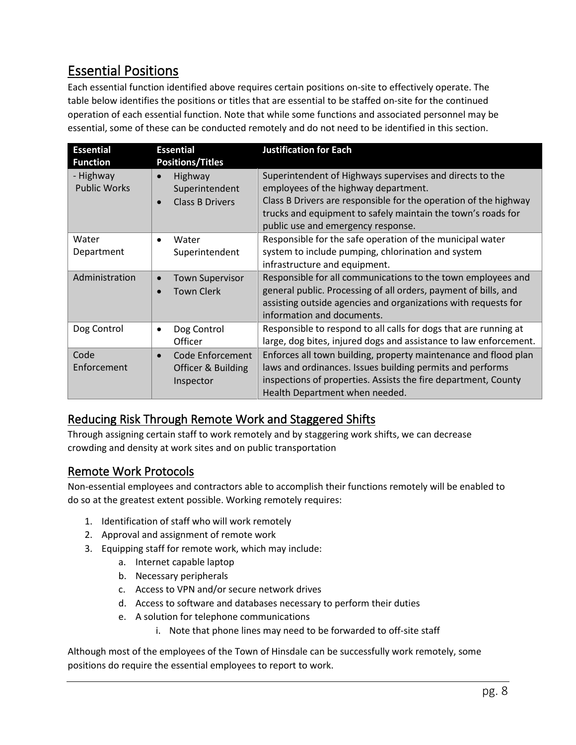## Essential Positions

Each essential function identified above requires certain positions on-site to effectively operate. The table below identifies the positions or titles that are essential to be staffed on-site for the continued operation of each essential function. Note that while some functions and associated personnel may be essential, some of these can be conducted remotely and do not need to be identified in this section.

| Essential Function | Essential Positions/Titles | Justification for Each |
|---|---|---|
| - Highway Public Works | • Highway Superintendent<br>• Class B Drivers | Superintendent of Highways supervises and directs to the employees of the highway department.<br>Class B Drivers are responsible for the operation of the highway trucks and equipment to safely maintain the town's roads for public use and emergency response. |
| Water Department | • Water Superintendent | Responsible for the safe operation of the municipal water system to include pumping, chlorination and system infrastructure and equipment. |
| Administration | • Town Supervisor<br>• Town Clerk | Responsible for all communications to the town employees and general public. Processing of all orders, payment of bills, and assisting outside agencies and organizations with requests for information and documents. |
| Dog Control | • Dog Control Officer | Responsible to respond to all calls for dogs that are running at large, dog bites, injured dogs and assistance to law enforcement. |
| Code Enforcement | • Code Enforcement Officer & Building Inspector | Enforces all town building, property maintenance and flood plan laws and ordinances. Issues building permits and performs inspections of properties. Assists the fire department, County Health Department when needed. |

## Reducing Risk Through Remote Work and Staggered Shifts

Through assigning certain staff to work remotely and by staggering work shifts, we can decrease crowding and density at work sites and on public transportation

## Remote Work Protocols

Non-essential employees and contractors able to accomplish their functions remotely will be enabled to do so at the greatest extent possible. Working remotely requires:

1. Identification of staff who will work remotely
2. Approval and assignment of remote work
3. Equipping staff for remote work, which may include:
    a. Internet capable laptop
    b. Necessary peripherals
    c. Access to VPN and/or secure network drives
    d. Access to software and databases necessary to perform their duties
    e. A solution for telephone communications
        i. Note that phone lines may need to be forwarded to off-site staff

Although most of the employees of the Town of Hinsdale can be successfully work remotely, some positions do require the essential employees to report to work.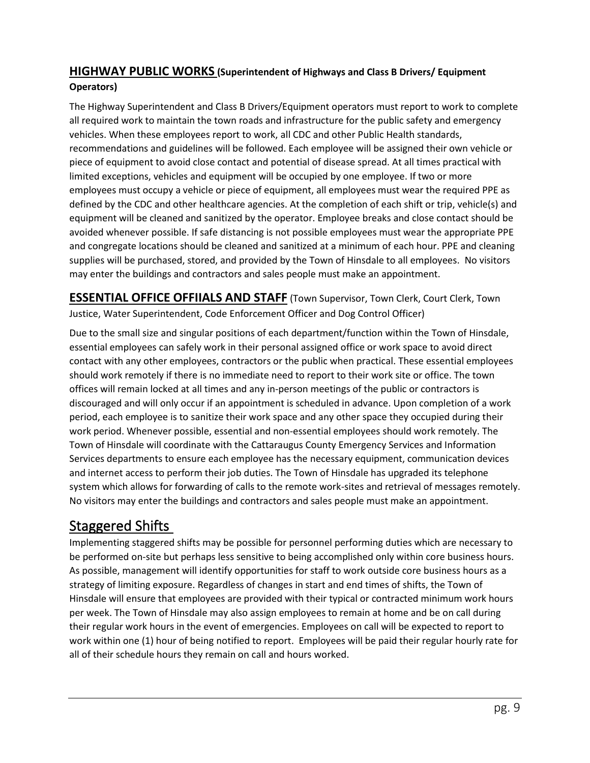## **HIGHWAY PUBLIC WORKS** (Superintendent of Highways and Class B Drivers/ Equipment Operators)

The Highway Superintendent and Class B Drivers/Equipment operators must report to work to complete all required work to maintain the town roads and infrastructure for the public safety and emergency vehicles. When these employees report to work, all CDC and other Public Health standards, recommendations and guidelines will be followed. Each employee will be assigned their own vehicle or piece of equipment to avoid close contact and potential of disease spread. At all times practical with limited exceptions, vehicles and equipment will be occupied by one employee. If two or more employees must occupy a vehicle or piece of equipment, all employees must wear the required PPE as defined by the CDC and other healthcare agencies. At the completion of each shift or trip, vehicle(s) and equipment will be cleaned and sanitized by the operator. Employee breaks and close contact should be avoided whenever possible. If safe distancing is not possible employees must wear the appropriate PPE and congregate locations should be cleaned and sanitized at a minimum of each hour. PPE and cleaning supplies will be purchased, stored, and provided by the Town of Hinsdale to all employees. No visitors may enter the buildings and contractors and sales people must make an appointment.

## **ESSENTIAL OFFICE OFFIIALS AND STAFF** (Town Supervisor, Town Clerk, Court Clerk, Town Justice, Water Superintendent, Code Enforcement Officer and Dog Control Officer)

Due to the small size and singular positions of each department/function within the Town of Hinsdale, essential employees can safely work in their personal assigned office or work space to avoid direct contact with any other employees, contractors or the public when practical. These essential employees should work remotely if there is no immediate need to report to their work site or office. The town offices will remain locked at all times and any in-person meetings of the public or contractors is discouraged and will only occur if an appointment is scheduled in advance. Upon completion of a work period, each employee is to sanitize their work space and any other space they occupied during their work period. Whenever possible, essential and non-essential employees should work remotely. The Town of Hinsdale will coordinate with the Cattaraugus County Emergency Services and Information Services departments to ensure each employee has the necessary equipment, communication devices and internet access to perform their job duties. The Town of Hinsdale has upgraded its telephone system which allows for forwarding of calls to the remote work-sites and retrieval of messages remotely. No visitors may enter the buildings and contractors and sales people must make an appointment.

# Staggered Shifts

Implementing staggered shifts may be possible for personnel performing duties which are necessary to be performed on-site but perhaps less sensitive to being accomplished only within core business hours. As possible, management will identify opportunities for staff to work outside core business hours as a strategy of limiting exposure. Regardless of changes in start and end times of shifts, the Town of Hinsdale will ensure that employees are provided with their typical or contracted minimum work hours per week. The Town of Hinsdale may also assign employees to remain at home and be on call during their regular work hours in the event of emergencies. Employees on call will be expected to report to work within one (1) hour of being notified to report. Employees will be paid their regular hourly rate for all of their schedule hours they remain on call and hours worked.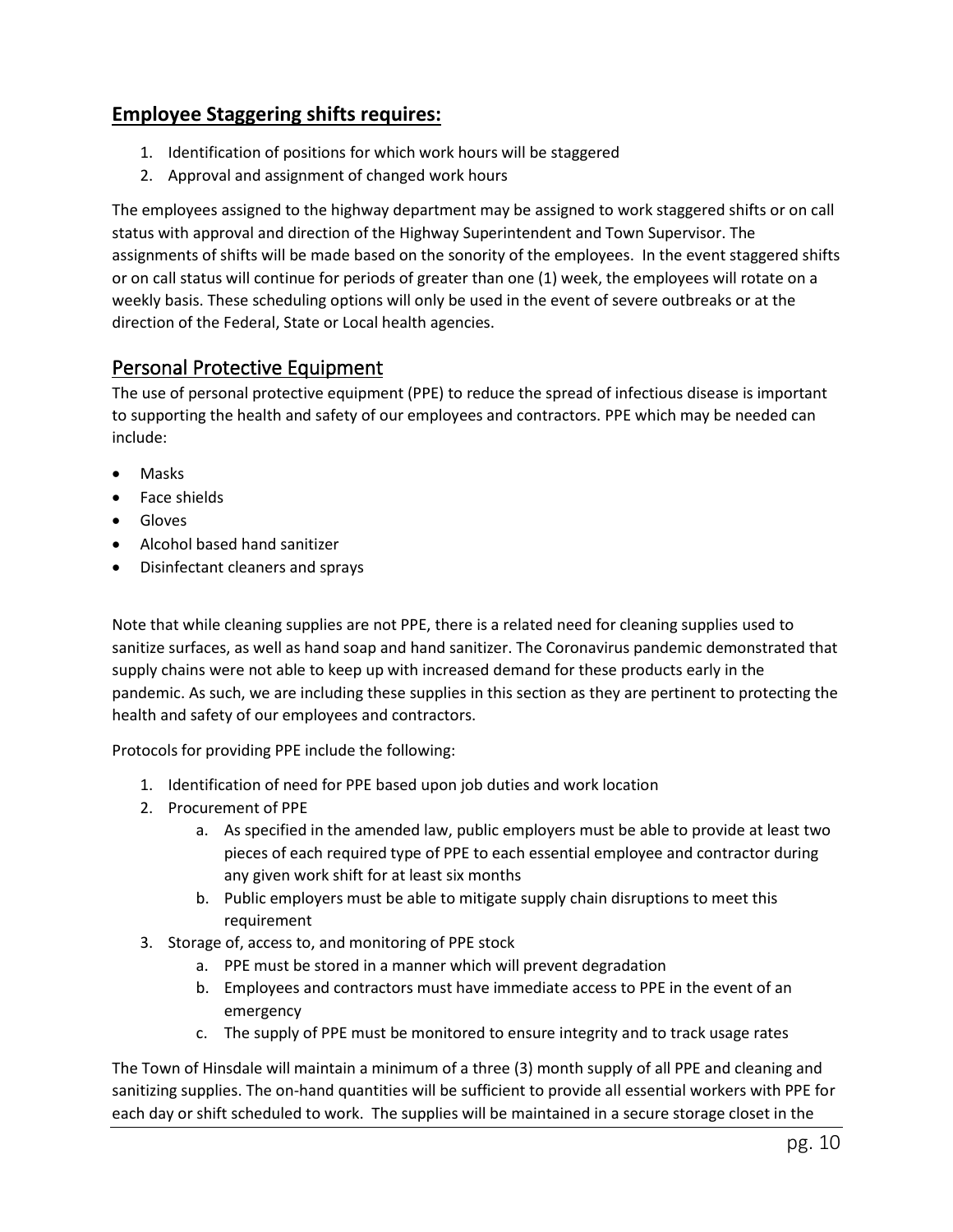## Employee Staggering shifts requires:

1. Identification of positions for which work hours will be staggered
2. Approval and assignment of changed work hours

The employees assigned to the highway department may be assigned to work staggered shifts or on call status with approval and direction of the Highway Superintendent and Town Supervisor. The assignments of shifts will be made based on the sonority of the employees. In the event staggered shifts or on call status will continue for periods of greater than one (1) week, the employees will rotate on a weekly basis. These scheduling options will only be used in the event of severe outbreaks or at the direction of the Federal, State or Local health agencies.

## Personal Protective Equipment

The use of personal protective equipment (PPE) to reduce the spread of infectious disease is important to supporting the health and safety of our employees and contractors. PPE which may be needed can include:

- Masks
- Face shields
- Gloves
- Alcohol based hand sanitizer
- Disinfectant cleaners and sprays

Note that while cleaning supplies are not PPE, there is a related need for cleaning supplies used to sanitize surfaces, as well as hand soap and hand sanitizer. The Coronavirus pandemic demonstrated that supply chains were not able to keep up with increased demand for these products early in the pandemic. As such, we are including these supplies in this section as they are pertinent to protecting the health and safety of our employees and contractors.

Protocols for providing PPE include the following:

1. Identification of need for PPE based upon job duties and work location
2. Procurement of PPE
   a. As specified in the amended law, public employers must be able to provide at least two pieces of each required type of PPE to each essential employee and contractor during any given work shift for at least six months
   b. Public employers must be able to mitigate supply chain disruptions to meet this requirement
3. Storage of, access to, and monitoring of PPE stock
   a. PPE must be stored in a manner which will prevent degradation
   b. Employees and contractors must have immediate access to PPE in the event of an emergency
   c. The supply of PPE must be monitored to ensure integrity and to track usage rates

The Town of Hinsdale will maintain a minimum of a three (3) month supply of all PPE and cleaning and sanitizing supplies. The on-hand quantities will be sufficient to provide all essential workers with PPE for each day or shift scheduled to work. The supplies will be maintained in a secure storage closet in the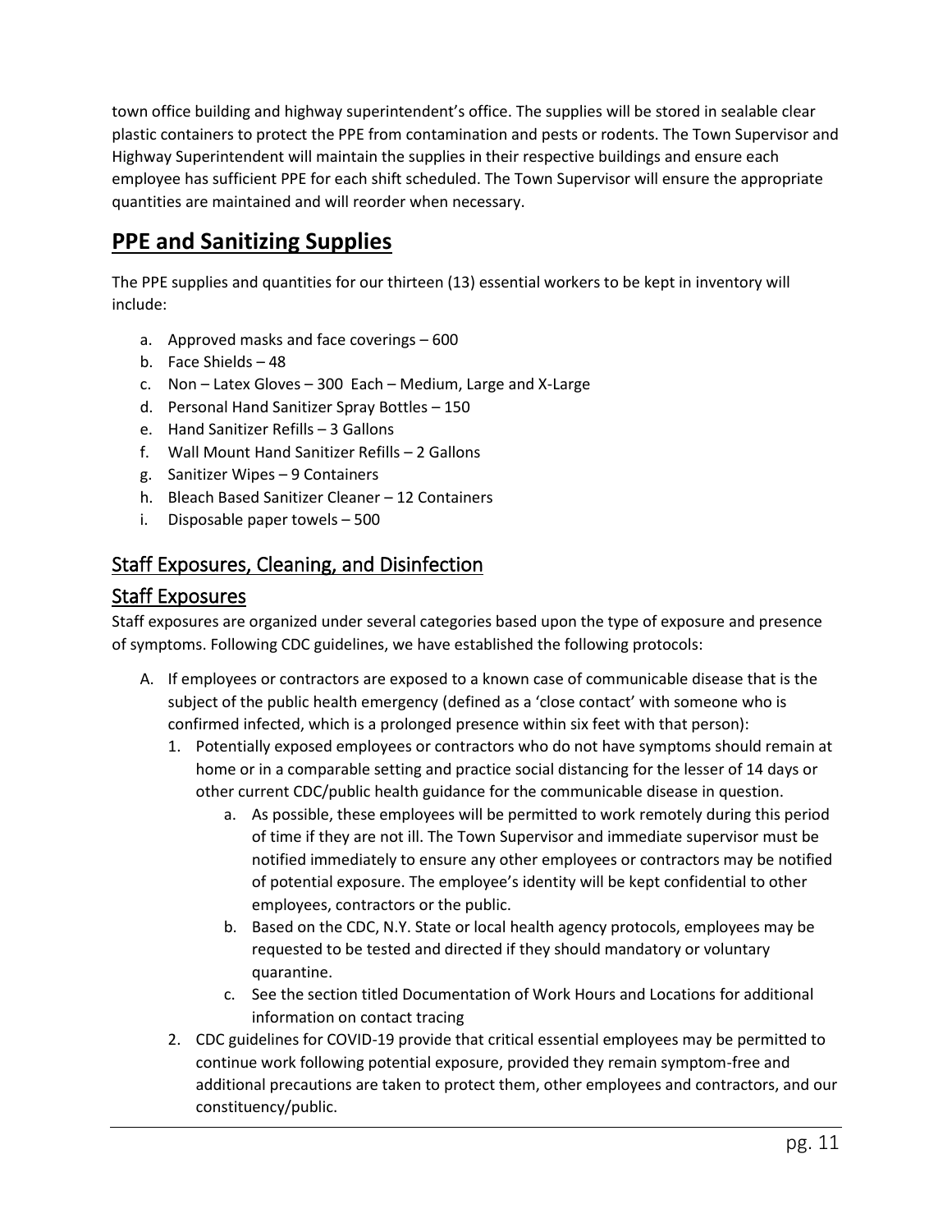town office building and highway superintendent's office. The supplies will be stored in sealable clear plastic containers to protect the PPE from contamination and pests or rodents. The Town Supervisor and Highway Superintendent will maintain the supplies in their respective buildings and ensure each employee has sufficient PPE for each shift scheduled. The Town Supervisor will ensure the appropriate quantities are maintained and will reorder when necessary.

# PPE and Sanitizing Supplies

The PPE supplies and quantities for our thirteen (13) essential workers to be kept in inventory will include:

a. Approved masks and face coverings – 600
b. Face Shields – 48
c. Non – Latex Gloves – 300 Each – Medium, Large and X-Large
d. Personal Hand Sanitizer Spray Bottles – 150
e. Hand Sanitizer Refills – 3 Gallons
f. Wall Mount Hand Sanitizer Refills – 2 Gallons
g. Sanitizer Wipes – 9 Containers
h. Bleach Based Sanitizer Cleaner – 12 Containers
i. Disposable paper towels – 500

## Staff Exposures, Cleaning, and Disinfection

## Staff Exposures

Staff exposures are organized under several categories based upon the type of exposure and presence of symptoms. Following CDC guidelines, we have established the following protocols:

A. If employees or contractors are exposed to a known case of communicable disease that is the subject of the public health emergency (defined as a 'close contact' with someone who is confirmed infected, which is a prolonged presence within six feet with that person):
   1. Potentially exposed employees or contractors who do not have symptoms should remain at home or in a comparable setting and practice social distancing for the lesser of 14 days or other current CDC/public health guidance for the communicable disease in question.
      a. As possible, these employees will be permitted to work remotely during this period of time if they are not ill. The Town Supervisor and immediate supervisor must be notified immediately to ensure any other employees or contractors may be notified of potential exposure. The employee's identity will be kept confidential to other employees, contractors or the public.
      b. Based on the CDC, N.Y. State or local health agency protocols, employees may be requested to be tested and directed if they should mandatory or voluntary quarantine.
      c. See the section titled Documentation of Work Hours and Locations for additional information on contact tracing
   2. CDC guidelines for COVID-19 provide that critical essential employees may be permitted to continue work following potential exposure, provided they remain symptom-free and additional precautions are taken to protect them, other employees and contractors, and our constituency/public.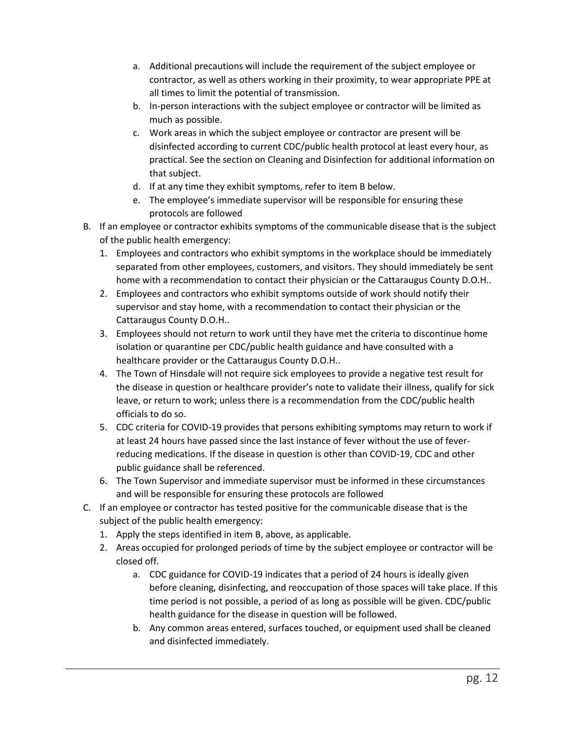a. Additional precautions will include the requirement of the subject employee or contractor, as well as others working in their proximity, to wear appropriate PPE at all times to limit the potential of transmission.
   b. In-person interactions with the subject employee or contractor will be limited as much as possible.
   c. Work areas in which the subject employee or contractor are present will be disinfected according to current CDC/public health protocol at least every hour, as practical. See the section on Cleaning and Disinfection for additional information on that subject.
   d. If at any time they exhibit symptoms, refer to item B below.
   e. The employee's immediate supervisor will be responsible for ensuring these protocols are followed

B. If an employee or contractor exhibits symptoms of the communicable disease that is the subject of the public health emergency:
   1. Employees and contractors who exhibit symptoms in the workplace should be immediately separated from other employees, customers, and visitors. They should immediately be sent home with a recommendation to contact their physician or the Cattaraugus County D.O.H..
   2. Employees and contractors who exhibit symptoms outside of work should notify their supervisor and stay home, with a recommendation to contact their physician or the Cattaraugus County D.O.H..
   3. Employees should not return to work until they have met the criteria to discontinue home isolation or quarantine per CDC/public health guidance and have consulted with a healthcare provider or the Cattaraugus County D.O.H..
   4. The Town of Hinsdale will not require sick employees to provide a negative test result for the disease in question or healthcare provider's note to validate their illness, qualify for sick leave, or return to work; unless there is a recommendation from the CDC/public health officials to do so.
   5. CDC criteria for COVID-19 provides that persons exhibiting symptoms may return to work if at least 24 hours have passed since the last instance of fever without the use of fever-reducing medications. If the disease in question is other than COVID-19, CDC and other public guidance shall be referenced.
   6. The Town Supervisor and immediate supervisor must be informed in these circumstances and will be responsible for ensuring these protocols are followed

C. If an employee or contractor has tested positive for the communicable disease that is the subject of the public health emergency:
   1. Apply the steps identified in item B, above, as applicable.
   2. Areas occupied for prolonged periods of time by the subject employee or contractor will be closed off.
      a. CDC guidance for COVID-19 indicates that a period of 24 hours is ideally given before cleaning, disinfecting, and reoccupation of those spaces will take place. If this time period is not possible, a period of as long as possible will be given. CDC/public health guidance for the disease in question will be followed.
      b. Any common areas entered, surfaces touched, or equipment used shall be cleaned and disinfected immediately.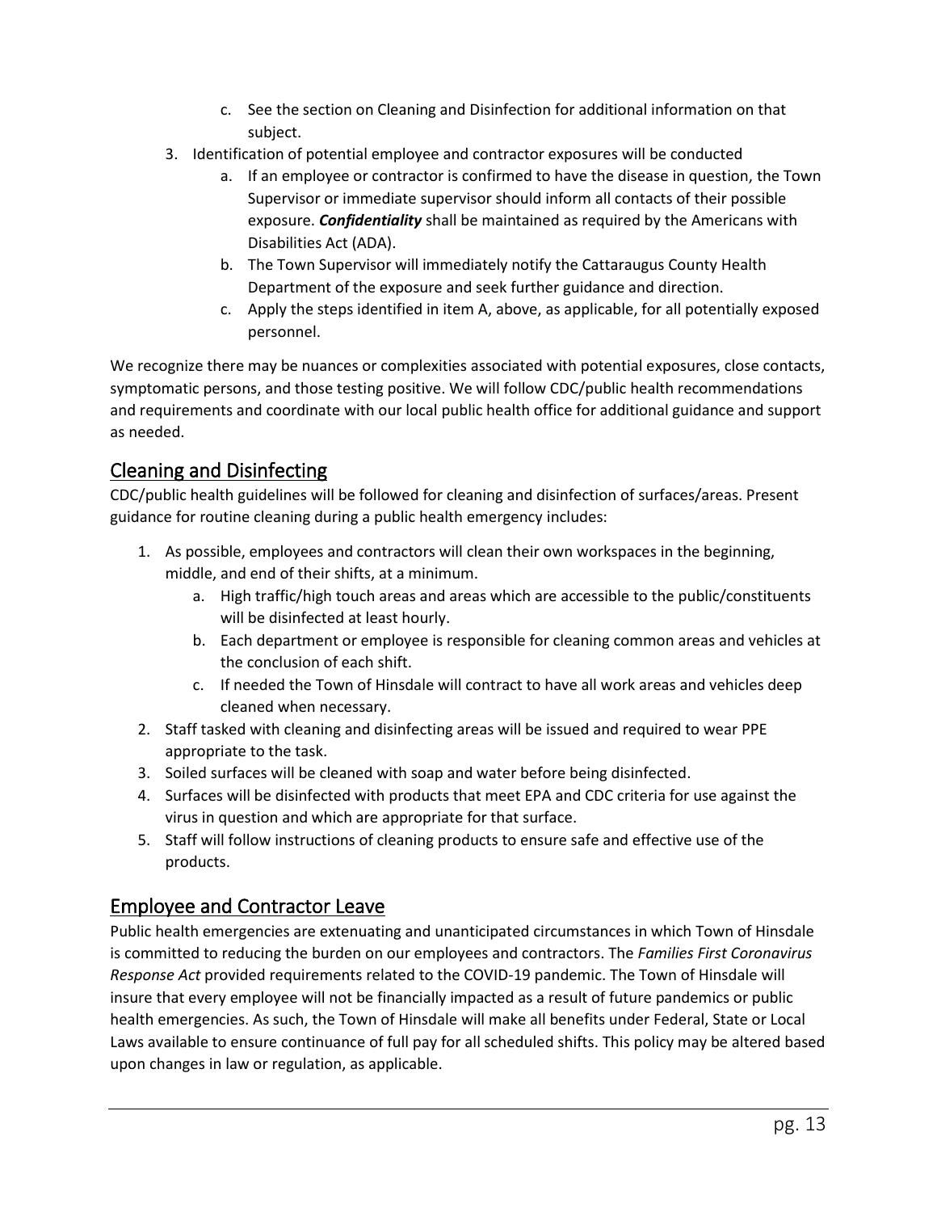c. See the section on Cleaning and Disinfection for additional information on that subject.

3. Identification of potential employee and contractor exposures will be conducted
   a. If an employee or contractor is confirmed to have the disease in question, the Town Supervisor or immediate supervisor should inform all contacts of their possible exposure. ***Confidentiality*** shall be maintained as required by the Americans with Disabilities Act (ADA).
   b. The Town Supervisor will immediately notify the Cattaraugus County Health Department of the exposure and seek further guidance and direction.
   c. Apply the steps identified in item A, above, as applicable, for all potentially exposed personnel.

We recognize there may be nuances or complexities associated with potential exposures, close contacts, symptomatic persons, and those testing positive. We will follow CDC/public health recommendations and requirements and coordinate with our local public health office for additional guidance and support as needed.

## Cleaning and Disinfecting

CDC/public health guidelines will be followed for cleaning and disinfection of surfaces/areas. Present guidance for routine cleaning during a public health emergency includes:

1. As possible, employees and contractors will clean their own workspaces in the beginning, middle, and end of their shifts, at a minimum.
   a. High traffic/high touch areas and areas which are accessible to the public/constituents will be disinfected at least hourly.
   b. Each department or employee is responsible for cleaning common areas and vehicles at the conclusion of each shift.
   c. If needed the Town of Hinsdale will contract to have all work areas and vehicles deep cleaned when necessary.
2. Staff tasked with cleaning and disinfecting areas will be issued and required to wear PPE appropriate to the task.
3. Soiled surfaces will be cleaned with soap and water before being disinfected.
4. Surfaces will be disinfected with products that meet EPA and CDC criteria for use against the virus in question and which are appropriate for that surface.
5. Staff will follow instructions of cleaning products to ensure safe and effective use of the products.

## Employee and Contractor Leave

Public health emergencies are extenuating and unanticipated circumstances in which Town of Hinsdale is committed to reducing the burden on our employees and contractors. The *Families First Coronavirus Response Act* provided requirements related to the COVID-19 pandemic. The Town of Hinsdale will insure that every employee will not be financially impacted as a result of future pandemics or public health emergencies. As such, the Town of Hinsdale will make all benefits under Federal, State or Local Laws available to ensure continuance of full pay for all scheduled shifts. This policy may be altered based upon changes in law or regulation, as applicable.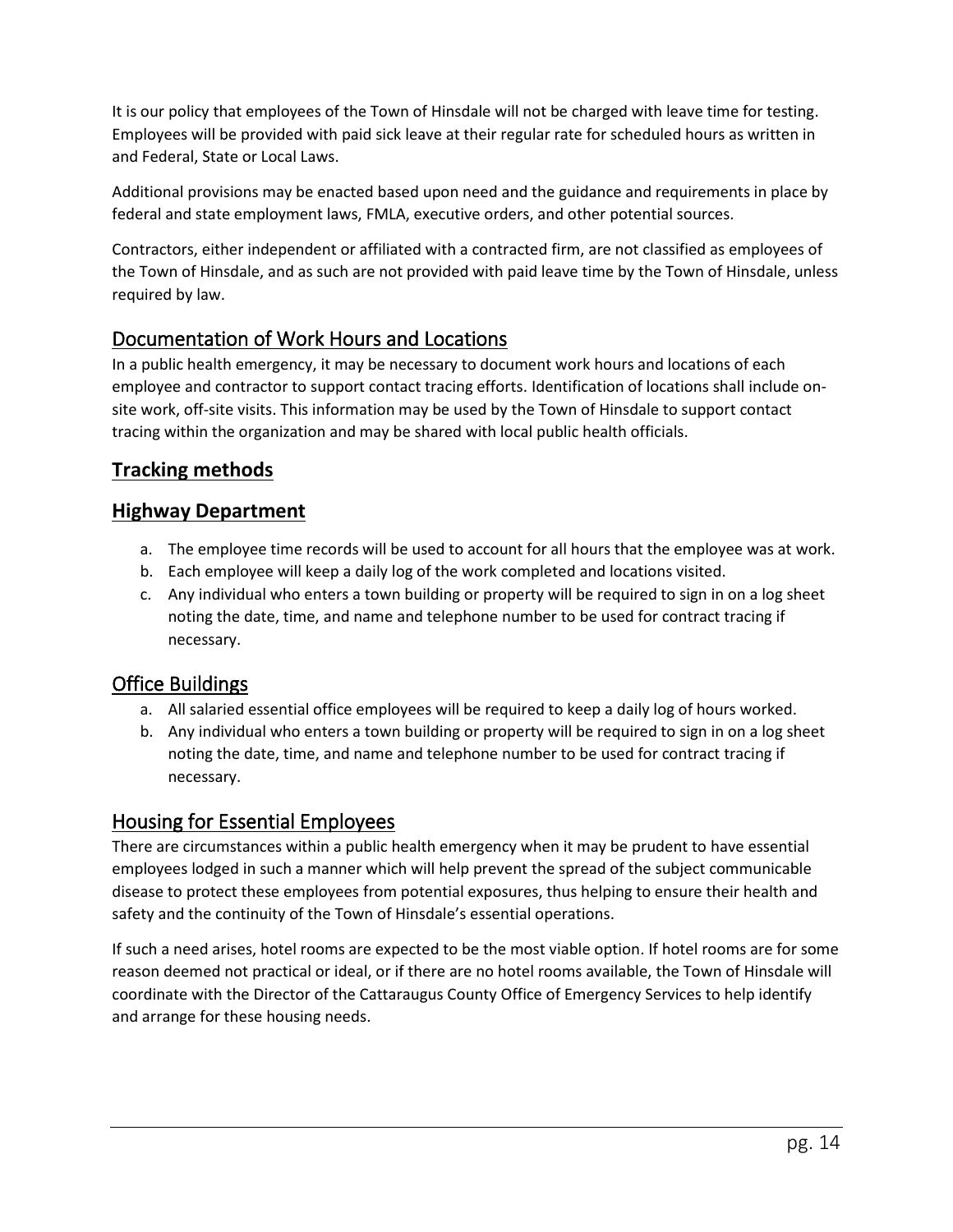It is our policy that employees of the Town of Hinsdale will not be charged with leave time for testing. Employees will be provided with paid sick leave at their regular rate for scheduled hours as written in and Federal, State or Local Laws.

Additional provisions may be enacted based upon need and the guidance and requirements in place by federal and state employment laws, FMLA, executive orders, and other potential sources.

Contractors, either independent or affiliated with a contracted firm, are not classified as employees of the Town of Hinsdale, and as such are not provided with paid leave time by the Town of Hinsdale, unless required by law.

## Documentation of Work Hours and Locations

In a public health emergency, it may be necessary to document work hours and locations of each employee and contractor to support contact tracing efforts. Identification of locations shall include on-site work, off-site visits. This information may be used by the Town of Hinsdale to support contact tracing within the organization and may be shared with local public health officials.

## **Tracking methods**

## **Highway Department**

a. The employee time records will be used to account for all hours that the employee was at work.
b. Each employee will keep a daily log of the work completed and locations visited.
c. Any individual who enters a town building or property will be required to sign in on a log sheet noting the date, time, and name and telephone number to be used for contract tracing if necessary.

## Office Buildings

a. All salaried essential office employees will be required to keep a daily log of hours worked.
b. Any individual who enters a town building or property will be required to sign in on a log sheet noting the date, time, and name and telephone number to be used for contract tracing if necessary.

## Housing for Essential Employees

There are circumstances within a public health emergency when it may be prudent to have essential employees lodged in such a manner which will help prevent the spread of the subject communicable disease to protect these employees from potential exposures, thus helping to ensure their health and safety and the continuity of the Town of Hinsdale's essential operations.

If such a need arises, hotel rooms are expected to be the most viable option. If hotel rooms are for some reason deemed not practical or ideal, or if there are no hotel rooms available, the Town of Hinsdale will coordinate with the Director of the Cattaraugus County Office of Emergency Services to help identify and arrange for these housing needs.